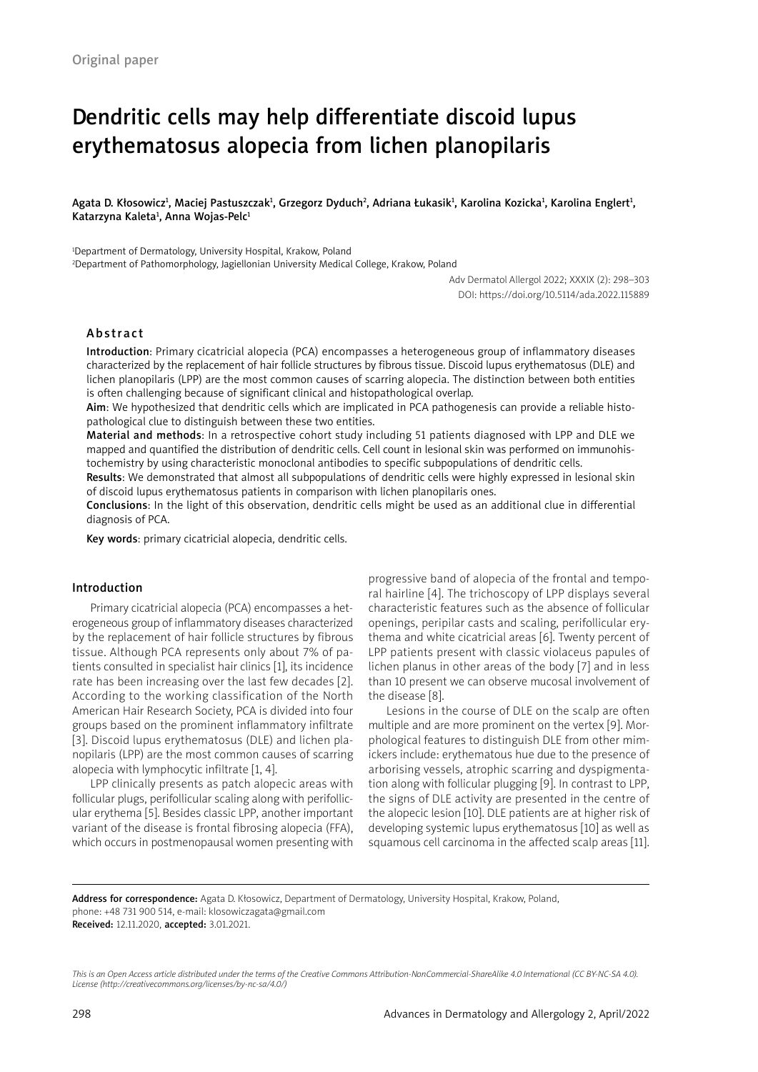Original paper

# Dendritic cells may help differentiate discoid lupus erythematosus alopecia from lichen planopilaris

Agata D. Kłosowicz[1], Maciej Pastuszczak[1], Grzegorz Dyduch[2], Adriana Łukasik[1], Karolina Kozicka[1], Karolina Englert[1], Katarzyna Kaleta[1], Anna Wojas-Pelc[1]

[1]Department of Dermatology, University Hospital, Krakow, Poland
[2]Department of Pathomorphology, Jagiellonian University Medical College, Krakow, Poland

Adv Dermatol Allergol 2022; XXXIX (2): 298–303
DOI: https://doi.org/10.5114/ada.2022.115889

## Abstract

**Introduction**: Primary cicatricial alopecia (PCA) encompasses a heterogeneous group of inflammatory diseases characterized by the replacement of hair follicle structures by fibrous tissue. Discoid lupus erythematosus (DLE) and lichen planopilaris (LPP) are the most common causes of scarring alopecia. The distinction between both entities is often challenging because of significant clinical and histopathological overlap.

**Aim**: We hypothesized that dendritic cells which are implicated in PCA pathogenesis can provide a reliable histopathological clue to distinguish between these two entities.

**Material and methods**: In a retrospective cohort study including 51 patients diagnosed with LPP and DLE we mapped and quantified the distribution of dendritic cells. Cell count in lesional skin was performed on immunohistochemistry by using characteristic monoclonal antibodies to specific subpopulations of dendritic cells.

**Results**: We demonstrated that almost all subpopulations of dendritic cells were highly expressed in lesional skin of discoid lupus erythematosus patients in comparison with lichen planopilaris ones.

**Conclusions**: In the light of this observation, dendritic cells might be used as an additional clue in differential diagnosis of PCA.

**Key words**: primary cicatricial alopecia, dendritic cells.

## Introduction

Primary cicatricial alopecia (PCA) encompasses a heterogeneous group of inflammatory diseases characterized by the replacement of hair follicle structures by fibrous tissue. Although PCA represents only about 7% of patients consulted in specialist hair clinics [1], its incidence rate has been increasing over the last few decades [2]. According to the working classification of the North American Hair Research Society, PCA is divided into four groups based on the prominent inflammatory infiltrate [3]. Discoid lupus erythematosus (DLE) and lichen planopilaris (LPP) are the most common causes of scarring alopecia with lymphocytic infiltrate [1, 4].

LPP clinically presents as patch alopecic areas with follicular plugs, perifollicular scaling along with perifollicular erythema [5]. Besides classic LPP, another important variant of the disease is frontal fibrosing alopecia (FFA), which occurs in postmenopausal women presenting with progressive band of alopecia of the frontal and temporal hairline [4]. The trichoscopy of LPP displays several characteristic features such as the absence of follicular openings, peripilar casts and scaling, perifollicular erythema and white cicatricial areas [6]. Twenty percent of LPP patients present with classic violaceus papules of lichen planus in other areas of the body [7] and in less than 10 present we can observe mucosal involvement of the disease [8].

Lesions in the course of DLE on the scalp are often multiple and are more prominent on the vertex [9]. Morphological features to distinguish DLE from other mimickers include: erythematous hue due to the presence of arborising vessels, atrophic scarring and dyspigmentation along with follicular plugging [9]. In contrast to LPP, the signs of DLE activity are presented in the centre of the alopecic lesion [10]. DLE patients are at higher risk of developing systemic lupus erythematosus [10] as well as squamous cell carcinoma in the affected scalp areas [11].

**Address for correspondence:** Agata D. Kłosowicz, Department of Dermatology, University Hospital, Krakow, Poland, phone: +48 731 900 514, e-mail: klosowiczagata@gmail.com
**Received:** 12.11.2020, **accepted:** 3.01.2021.

*This is an Open Access article distributed under the terms of the Creative Commons Attribution-NonCommercial-ShareAlike 4.0 International (CC BY-NC-SA 4.0). License (http://creativecommons.org/licenses/by-nc-sa/4.0/)*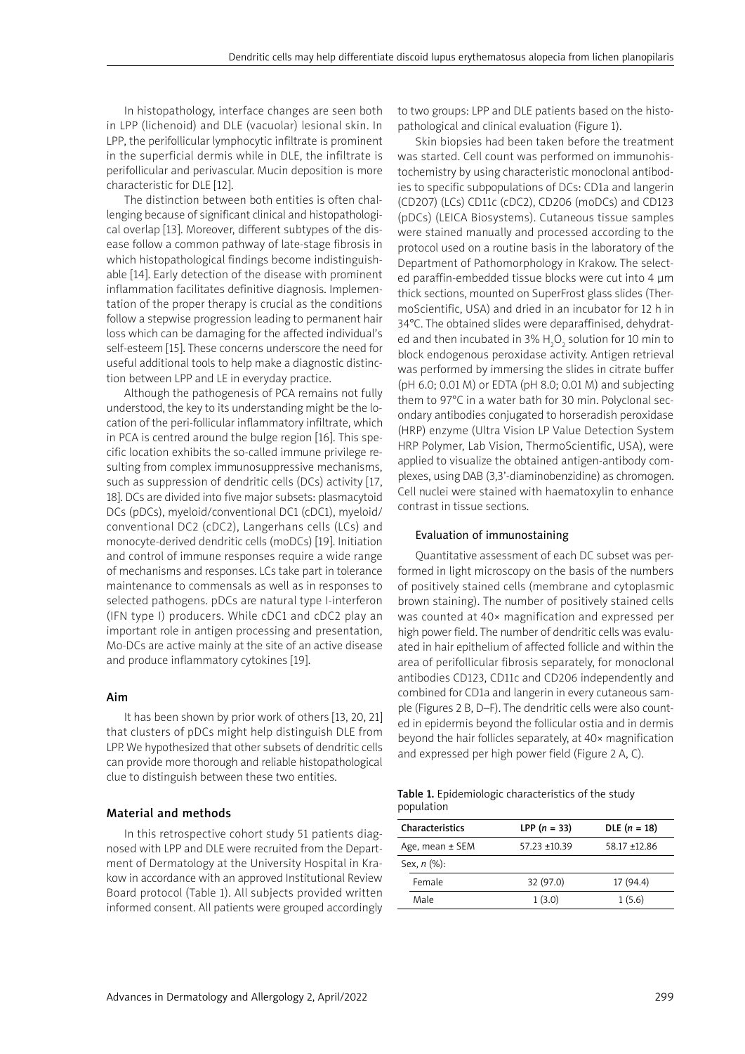In histopathology, interface changes are seen both in LPP (lichenoid) and DLE (vacuolar) lesional skin. In LPP, the perifollicular lymphocytic infiltrate is prominent in the superficial dermis while in DLE, the infiltrate is perifollicular and perivascular. Mucin deposition is more characteristic for DLE [12].

The distinction between both entities is often challenging because of significant clinical and histopathological overlap [13]. Moreover, different subtypes of the disease follow a common pathway of late-stage fibrosis in which histopathological findings become indistinguishable [14]. Early detection of the disease with prominent inflammation facilitates definitive diagnosis. Implementation of the proper therapy is crucial as the conditions follow a stepwise progression leading to permanent hair loss which can be damaging for the affected individual's self-esteem [15]. These concerns underscore the need for useful additional tools to help make a diagnostic distinction between LPP and LE in everyday practice.

Although the pathogenesis of PCA remains not fully understood, the key to its understanding might be the location of the peri-follicular inflammatory infiltrate, which in PCA is centred around the bulge region [16]. This specific location exhibits the so-called immune privilege resulting from complex immunosuppressive mechanisms, such as suppression of dendritic cells (DCs) activity [17, 18]. DCs are divided into five major subsets: plasmacytoid DCs (pDCs), myeloid/conventional DC1 (cDC1), myeloid/conventional DC2 (cDC2), Langerhans cells (LCs) and monocyte-derived dendritic cells (moDCs) [19]. Initiation and control of immune responses require a wide range of mechanisms and responses. LCs take part in tolerance maintenance to commensals as well as in responses to selected pathogens. pDCs are natural type I-interferon (IFN type I) producers. While cDC1 and cDC2 play an important role in antigen processing and presentation, Mo-DCs are active mainly at the site of an active disease and produce inflammatory cytokines [19].

## Aim

It has been shown by prior work of others [13, 20, 21] that clusters of pDCs might help distinguish DLE from LPP. We hypothesized that other subsets of dendritic cells can provide more thorough and reliable histopathological clue to distinguish between these two entities.

## Material and methods

In this retrospective cohort study 51 patients diagnosed with LPP and DLE were recruited from the Department of Dermatology at the University Hospital in Krakow in accordance with an approved Institutional Review Board protocol (Table 1). All subjects provided written informed consent. All patients were grouped accordingly to two groups: LPP and DLE patients based on the histopathological and clinical evaluation (Figure 1).

Skin biopsies had been taken before the treatment was started. Cell count was performed on immunohistochemistry by using characteristic monoclonal antibodies to specific subpopulations of DCs: CD1a and langerin (CD207) (LCs) CD11c (cDC2), CD206 (moDCs) and CD123 (pDCs) (LEICA Biosystems). Cutaneous tissue samples were stained manually and processed according to the protocol used on a routine basis in the laboratory of the Department of Pathomorphology in Krakow. The selected paraffin-embedded tissue blocks were cut into 4 µm thick sections, mounted on SuperFrost glass slides (ThermoScientific, USA) and dried in an incubator for 12 h in 34°C. The obtained slides were deparaffinised, dehydrated and then incubated in 3% $H_2O_2$ solution for 10 min to block endogenous peroxidase activity. Antigen retrieval was performed by immersing the slides in citrate buffer (pH 6.0; 0.01 M) or EDTA (pH 8.0; 0.01 M) and subjecting them to 97°C in a water bath for 30 min. Polyclonal secondary antibodies conjugated to horseradish peroxidase (HRP) enzyme (Ultra Vision LP Value Detection System HRP Polymer, Lab Vision, ThermoScientific, USA), were applied to visualize the obtained antigen-antibody complexes, using DAB (3,3'-diaminobenzidine) as chromogen. Cell nuclei were stained with haematoxylin to enhance contrast in tissue sections.

### Evaluation of immunostaining

Quantitative assessment of each DC subset was performed in light microscopy on the basis of the numbers of positively stained cells (membrane and cytoplasmic brown staining). The number of positively stained cells was counted at 40× magnification and expressed per high power field. The number of dendritic cells was evaluated in hair epithelium of affected follicle and within the area of perifollicular fibrosis separately, for monoclonal antibodies CD123, CD11c and CD206 independently and combined for CD1a and langerin in every cutaneous sample (Figures 2 B, D–F). The dendritic cells were also counted in epidermis beyond the follicular ostia and in dermis beyond the hair follicles separately, at 40× magnification and expressed per high power field (Figure 2 A, C).

**Table 1.** Epidemiologic characteristics of the study population

| Characteristics | LPP (n = 33) | DLE (n = 18) |
|---|---|---|
| Age, mean ± SEM | 57.23 ±10.39 | 58.17 ±12.86 |
| Sex, n (%): | | |
| Female | 32 (97.0) | 17 (94.4) |
| Male | 1 (3.0) | 1 (5.6) |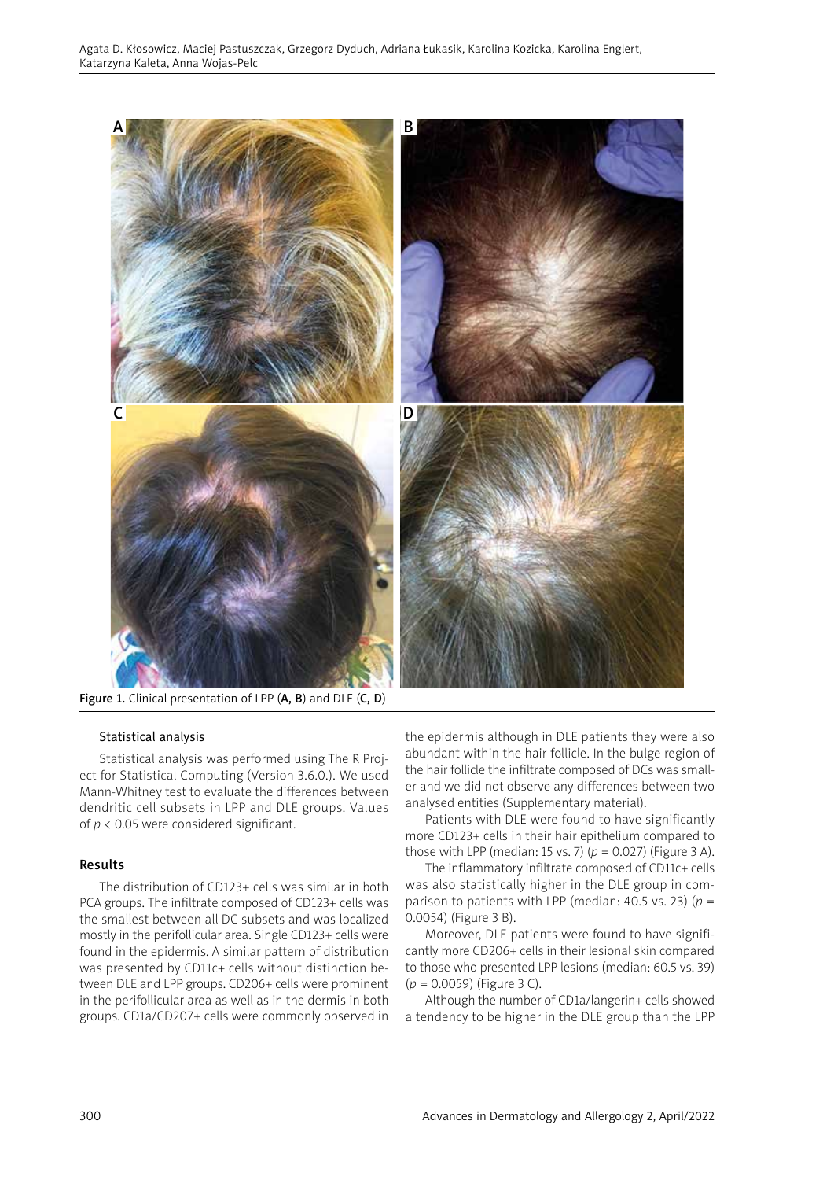Figure 1. Clinical presentation of LPP (**A**, **B**) and DLE (**C**, **D**)

### Statistical analysis

Statistical analysis was performed using The R Project for Statistical Computing (Version 3.6.0.). We used Mann-Whitney test to evaluate the differences between dendritic cell subsets in LPP and DLE groups. Values of $p < 0.05$ were considered significant.

## Results

The distribution of CD123+ cells was similar in both PCA groups. The infiltrate composed of CD123+ cells was the smallest between all DC subsets and was localized mostly in the perifollicular area. Single CD123+ cells were found in the epidermis. A similar pattern of distribution was presented by CD11c+ cells without distinction between DLE and LPP groups. CD206+ cells were prominent in the perifollicular area as well as in the dermis in both groups. CD1a/CD207+ cells were commonly observed in the epidermis although in DLE patients they were also abundant within the hair follicle. In the bulge region of the hair follicle the infiltrate composed of DCs was smaller and we did not observe any differences between two analysed entities (Supplementary material).

Patients with DLE were found to have significantly more CD123+ cells in their hair epithelium compared to those with LPP (median: 15 vs. 7) ($p = 0.027$) (Figure 3 A).

The inflammatory infiltrate composed of CD11c+ cells was also statistically higher in the DLE group in comparison to patients with LPP (median: 40.5 vs. 23) ($p = 0.0054$) (Figure 3 B).

Moreover, DLE patients were found to have significantly more CD206+ cells in their lesional skin compared to those who presented LPP lesions (median: 60.5 vs. 39) ($p = 0.0059$) (Figure 3 C).

Although the number of CD1a/langerin+ cells showed a tendency to be higher in the DLE group than the LPP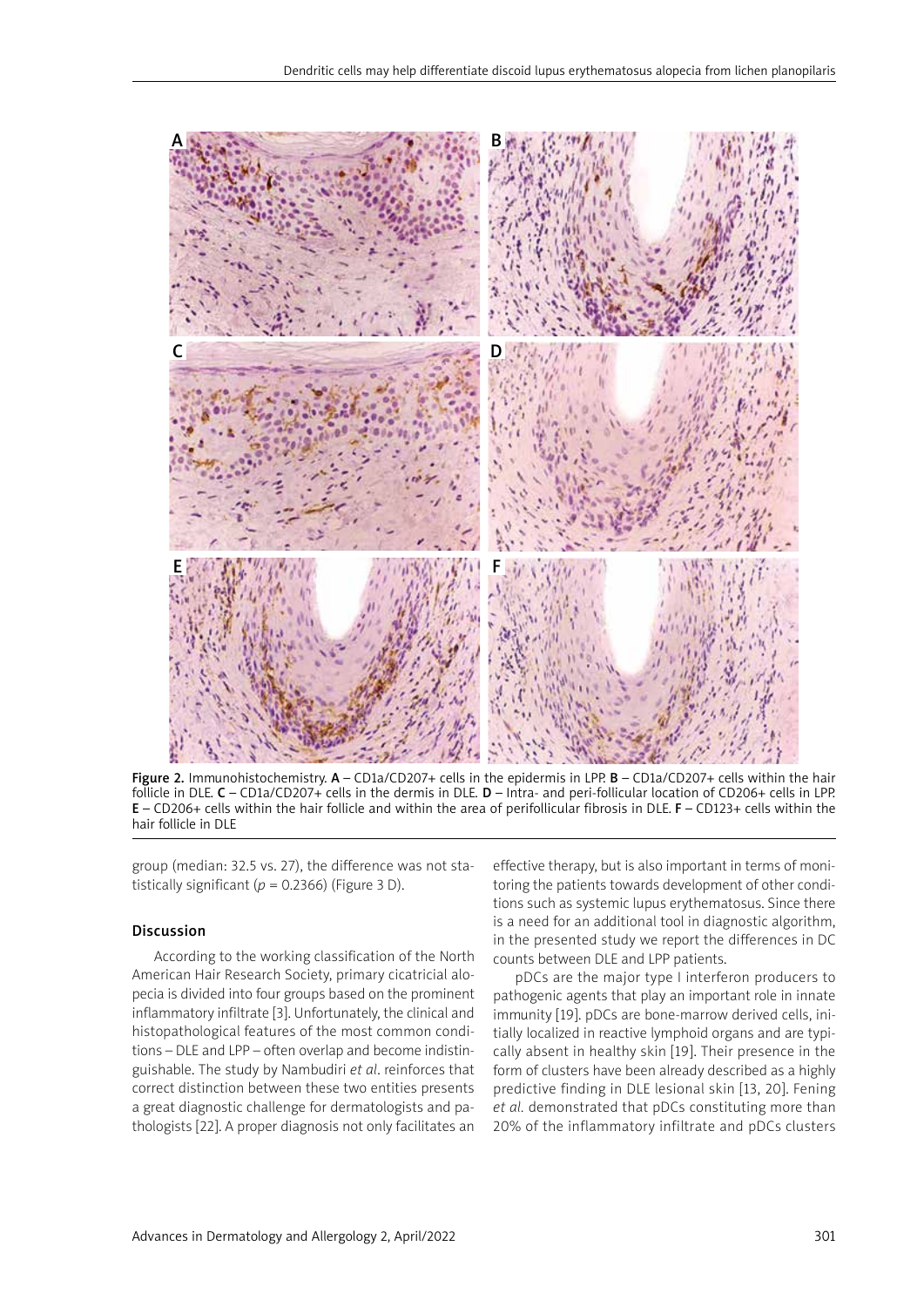Figure 2. Immunohistochemistry. **A** – CD1a/CD207+ cells in the epidermis in LPP. **B** – CD1a/CD207+ cells within the hair follicle in DLE. **C** – CD1a/CD207+ cells in the dermis in DLE. **D** – Intra- and peri-follicular location of CD206+ cells in LPP. **E** – CD206+ cells within the hair follicle and within the area of perifollicular fibrosis in DLE. **F** – CD123+ cells within the hair follicle in DLE

group (median: 32.5 vs. 27), the difference was not statistically significant ($p = 0.2366$) (Figure 3 D).

## Discussion

According to the working classification of the North American Hair Research Society, primary cicatricial alopecia is divided into four groups based on the prominent inflammatory infiltrate [3]. Unfortunately, the clinical and histopathological features of the most common conditions – DLE and LPP – often overlap and become indistinguishable. The study by Nambudiri *et al*. reinforces that correct distinction between these two entities presents a great diagnostic challenge for dermatologists and pathologists [22]. A proper diagnosis not only facilitates an effective therapy, but is also important in terms of monitoring the patients towards development of other conditions such as systemic lupus erythematosus. Since there is a need for an additional tool in diagnostic algorithm, in the presented study we report the differences in DC counts between DLE and LPP patients.

pDCs are the major type I interferon producers to pathogenic agents that play an important role in innate immunity [19]. pDCs are bone-marrow derived cells, initially localized in reactive lymphoid organs and are typically absent in healthy skin [19]. Their presence in the form of clusters have been already described as a highly predictive finding in DLE lesional skin [13, 20]. Fening *et al.* demonstrated that pDCs constituting more than 20% of the inflammatory infiltrate and pDCs clusters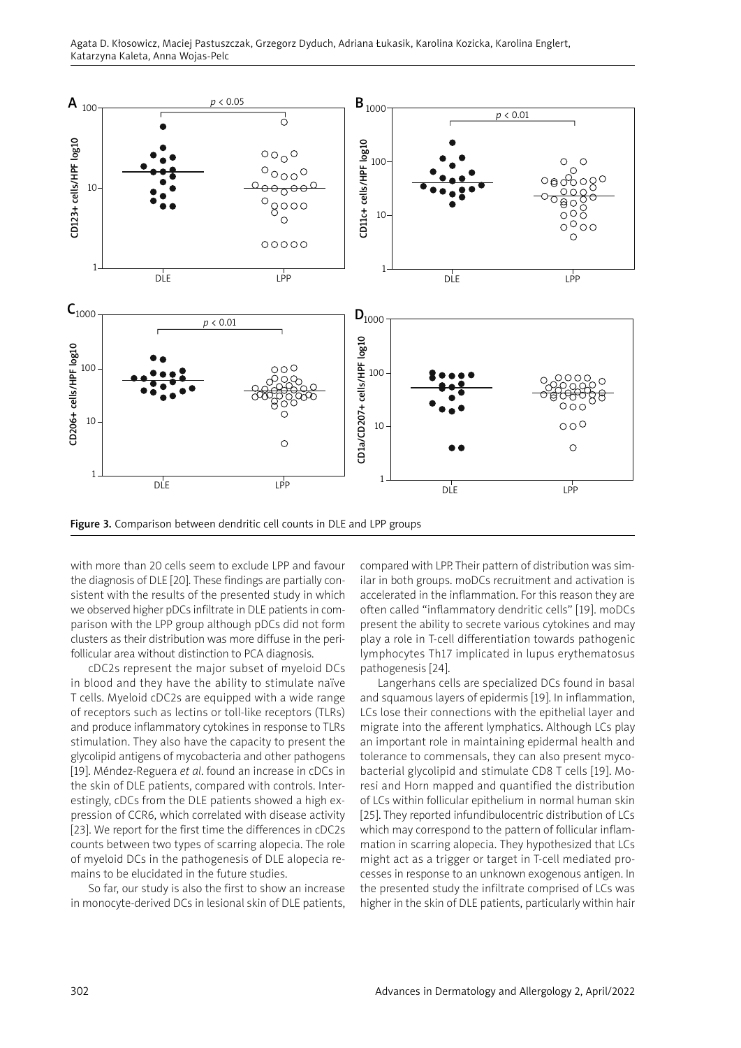Figure 3. Comparison between dendritic cell counts in DLE and LPP groups

with more than 20 cells seem to exclude LPP and favour the diagnosis of DLE [20]. These findings are partially consistent with the results of the presented study in which we observed higher pDCs infiltrate in DLE patients in comparison with the LPP group although pDCs did not form clusters as their distribution was more diffuse in the perifollicular area without distinction to PCA diagnosis.

cDC2s represent the major subset of myeloid DCs in blood and they have the ability to stimulate naïve T cells. Myeloid cDC2s are equipped with a wide range of receptors such as lectins or toll-like receptors (TLRs) and produce inflammatory cytokines in response to TLRs stimulation. They also have the capacity to present the glycolipid antigens of mycobacteria and other pathogens [19]. Méndez-Reguera *et al*. found an increase in cDCs in the skin of DLE patients, compared with controls. Interestingly, cDCs from the DLE patients showed a high expression of CCR6, which correlated with disease activity [23]. We report for the first time the differences in cDC2s counts between two types of scarring alopecia. The role of myeloid DCs in the pathogenesis of DLE alopecia remains to be elucidated in the future studies.

So far, our study is also the first to show an increase in monocyte-derived DCs in lesional skin of DLE patients, compared with LPP. Their pattern of distribution was similar in both groups. moDCs recruitment and activation is accelerated in the inflammation. For this reason they are often called "inflammatory dendritic cells" [19]. moDCs present the ability to secrete various cytokines and may play a role in T-cell differentiation towards pathogenic lymphocytes Th17 implicated in lupus erythematosus pathogenesis [24].

Langerhans cells are specialized DCs found in basal and squamous layers of epidermis [19]. In inflammation, LCs lose their connections with the epithelial layer and migrate into the afferent lymphatics. Although LCs play an important role in maintaining epidermal health and tolerance to commensals, they can also present mycobacterial glycolipid and stimulate CD8 T cells [19]. Moresi and Horn mapped and quantified the distribution of LCs within follicular epithelium in normal human skin [25]. They reported infundibulocentric distribution of LCs which may correspond to the pattern of follicular inflammation in scarring alopecia. They hypothesized that LCs might act as a trigger or target in T-cell mediated processes in response to an unknown exogenous antigen. In the presented study the infiltrate comprised of LCs was higher in the skin of DLE patients, particularly within hair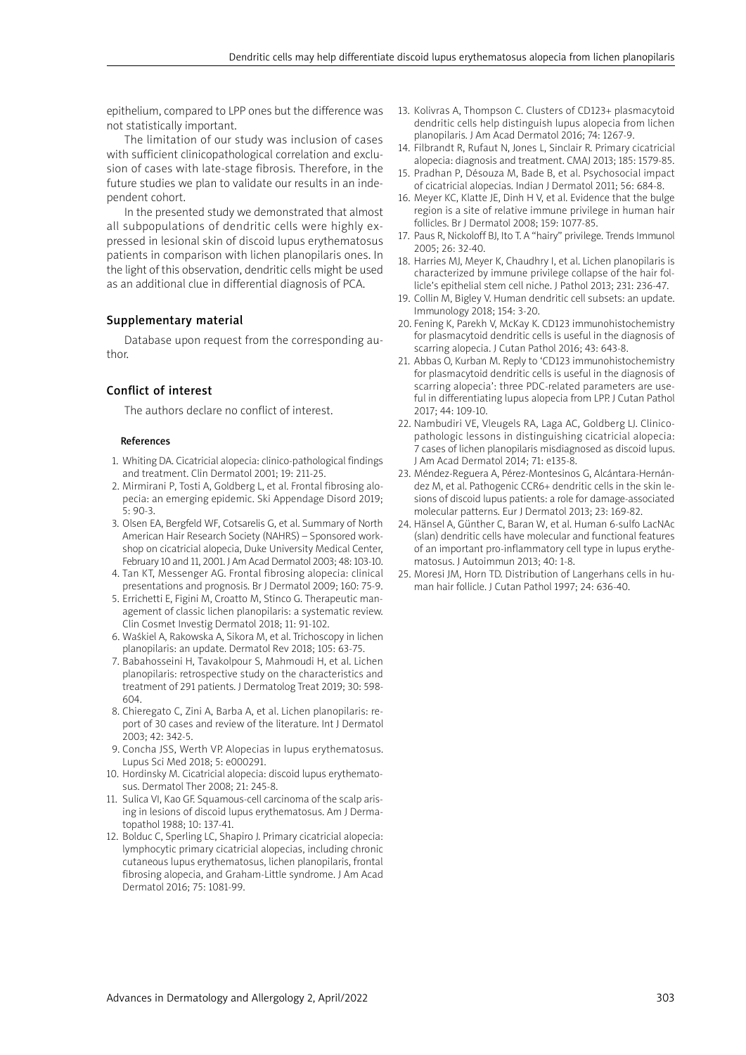epithelium, compared to LPP ones but the difference was not statistically important.

The limitation of our study was inclusion of cases with sufficient clinicopathological correlation and exclusion of cases with late-stage fibrosis. Therefore, in the future studies we plan to validate our results in an independent cohort.

In the presented study we demonstrated that almost all subpopulations of dendritic cells were highly expressed in lesional skin of discoid lupus erythematosus patients in comparison with lichen planopilaris ones. In the light of this observation, dendritic cells might be used as an additional clue in differential diagnosis of PCA.

## Supplementary material

Database upon request from the corresponding author.

## Conflict of interest

The authors declare no conflict of interest.

### References

1. Whiting DA. Cicatricial alopecia: clinico-pathological findings and treatment. Clin Dermatol 2001; 19: 211-25.
2. Mirmirani P, Tosti A, Goldberg L, et al. Frontal fibrosing alopecia: an emerging epidemic. Ski Appendage Disord 2019; 5: 90-3.
3. Olsen EA, Bergfeld WF, Cotsarelis G, et al. Summary of North American Hair Research Society (NAHRS) – Sponsored workshop on cicatricial alopecia, Duke University Medical Center, February 10 and 11, 2001. J Am Acad Dermatol 2003; 48: 103-10.
4. Tan KT, Messenger AG. Frontal fibrosing alopecia: clinical presentations and prognosis. Br J Dermatol 2009; 160: 75-9.
5. Errichetti E, Figini M, Croatto M, Stinco G. Therapeutic management of classic lichen planopilaris: a systematic review. Clin Cosmet Investig Dermatol 2018; 11: 91-102.
6. Waśkiel A, Rakowska A, Sikora M, et al. Trichoscopy in lichen planopilaris: an update. Dermatol Rev 2018; 105: 63-75.
7. Babahosseini H, Tavakolpour S, Mahmoudi H, et al. Lichen planopilaris: retrospective study on the characteristics and treatment of 291 patients. J Dermatolog Treat 2019; 30: 598-604.
8. Chieregato C, Zini A, Barba A, et al. Lichen planopilaris: report of 30 cases and review of the literature. Int J Dermatol 2003; 42: 342-5.
9. Concha JSS, Werth VP. Alopecias in lupus erythematosus. Lupus Sci Med 2018; 5: e000291.
10. Hordinsky M. Cicatricial alopecia: discoid lupus erythematosus. Dermatol Ther 2008; 21: 245-8.
11. Sulica VI, Kao GF. Squamous-cell carcinoma of the scalp arising in lesions of discoid lupus erythematosus. Am J Dermatopathol 1988; 10: 137-41.
12. Bolduc C, Sperling LC, Shapiro J. Primary cicatricial alopecia: lymphocytic primary cicatricial alopecias, including chronic cutaneous lupus erythematosus, lichen planopilaris, frontal fibrosing alopecia, and Graham-Little syndrome. J Am Acad Dermatol 2016; 75: 1081-99.
13. Kolivras A, Thompson C. Clusters of CD123+ plasmacytoid dendritic cells help distinguish lupus alopecia from lichen planopilaris. J Am Acad Dermatol 2016; 74: 1267-9.
14. Filbrandt R, Rufaut N, Jones L, Sinclair R. Primary cicatricial alopecia: diagnosis and treatment. CMAJ 2013; 185: 1579-85.
15. Pradhan P, Désouza M, Bade B, et al. Psychosocial impact of cicatricial alopecias. Indian J Dermatol 2011; 56: 684-8.
16. Meyer KC, Klatte JE, Dinh H V, et al. Evidence that the bulge region is a site of relative immune privilege in human hair follicles. Br J Dermatol 2008; 159: 1077-85.
17. Paus R, Nickoloff BJ, Ito T. A "hairy" privilege. Trends Immunol 2005; 26: 32-40.
18. Harries MJ, Meyer K, Chaudhry I, et al. Lichen planopilaris is characterized by immune privilege collapse of the hair follicle's epithelial stem cell niche. J Pathol 2013; 231: 236-47.
19. Collin M, Bigley V. Human dendritic cell subsets: an update. Immunology 2018; 154: 3-20.
20. Fening K, Parekh V, McKay K. CD123 immunohistochemistry for plasmacytoid dendritic cells is useful in the diagnosis of scarring alopecia. J Cutan Pathol 2016; 43: 643-8.
21. Abbas O, Kurban M. Reply to 'CD123 immunohistochemistry for plasmacytoid dendritic cells is useful in the diagnosis of scarring alopecia': three PDC-related parameters are useful in differentiating lupus alopecia from LPP. J Cutan Pathol 2017; 44: 109-10.
22. Nambudiri VE, Vleugels RA, Laga AC, Goldberg LJ. Clinicopathologic lessons in distinguishing cicatricial alopecia: 7 cases of lichen planopilaris misdiagnosed as discoid lupus. J Am Acad Dermatol 2014; 71: e135-8.
23. Méndez-Reguera A, Pérez-Montesinos G, Alcántara-Hernández M, et al. Pathogenic CCR6+ dendritic cells in the skin lesions of discoid lupus patients: a role for damage-associated molecular patterns. Eur J Dermatol 2013; 23: 169-82.
24. Hänsel A, Günther C, Baran W, et al. Human 6-sulfo LacNAc (slan) dendritic cells have molecular and functional features of an important pro-inflammatory cell type in lupus erythematosus. J Autoimmun 2013; 40: 1-8.
25. Moresi JM, Horn TD. Distribution of Langerhans cells in human hair follicle. J Cutan Pathol 1997; 24: 636-40.